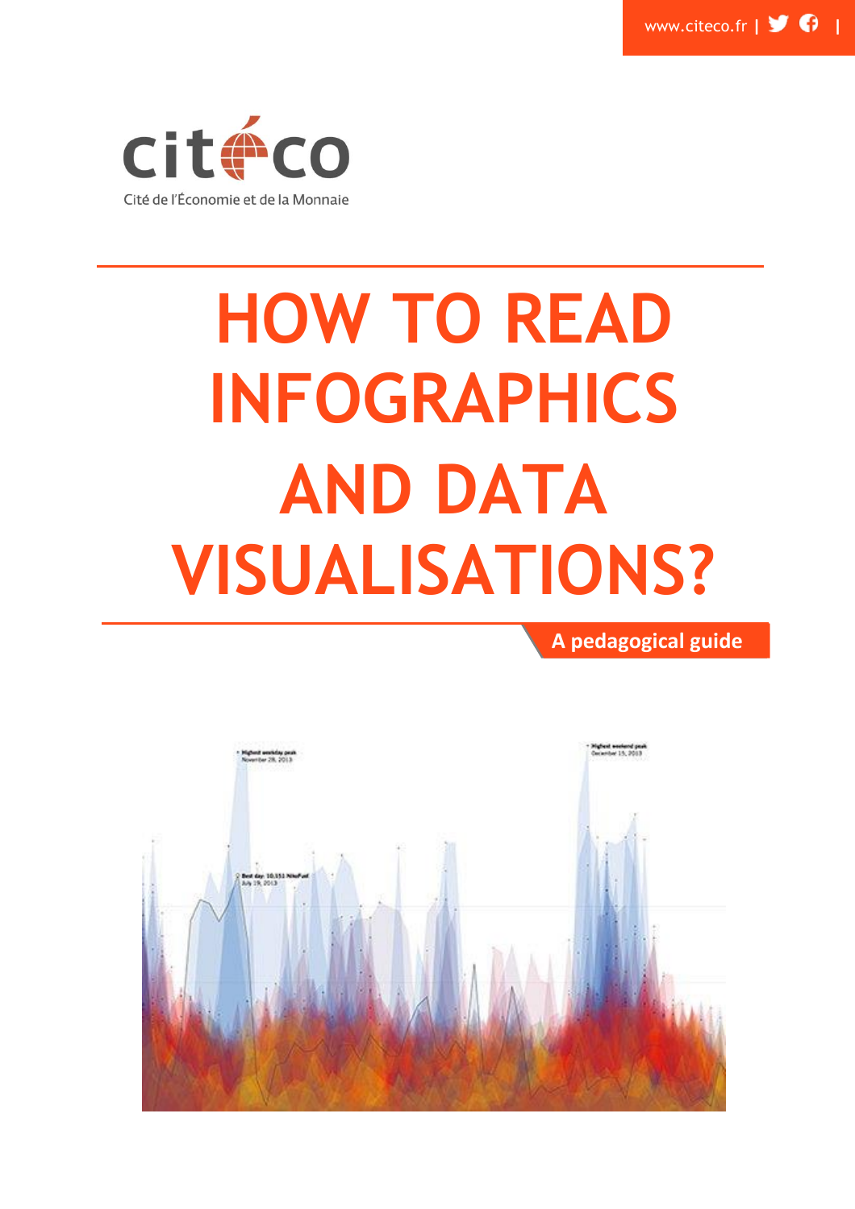www.citeco.fr |

citéco

Cité de l'Économie et de la Monnaie

# HOW TO READ INFOGRAPHICS AND DATA VISUALISATIONS?

**A pedagogical guide**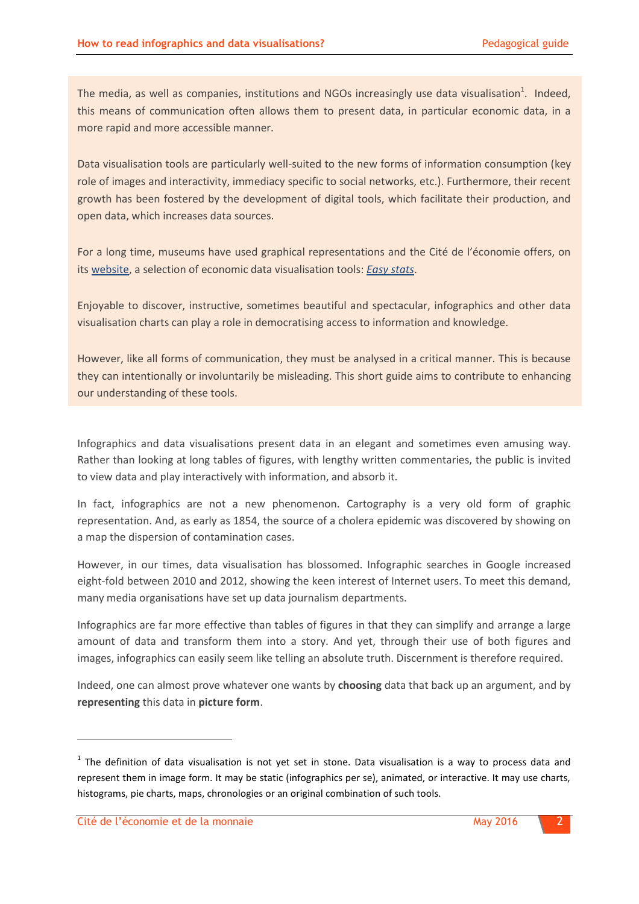The media, as well as companies, institutions and NGOs increasingly use data visualisation[1]. Indeed, this means of communication often allows them to present data, in particular economic data, in a more rapid and more accessible manner.

Data visualisation tools are particularly well-suited to the new forms of information consumption (key role of images and interactivity, immediacy specific to social networks, etc.). Furthermore, their recent growth has been fostered by the development of digital tools, which facilitate their production, and open data, which increases data sources.

For a long time, museums have used graphical representations and the Cité de l'économie offers, on its website, a selection of economic data visualisation tools: *Easy stats*.

Enjoyable to discover, instructive, sometimes beautiful and spectacular, infographics and other data visualisation charts can play a role in democratising access to information and knowledge.

However, like all forms of communication, they must be analysed in a critical manner. This is because they can intentionally or involuntarily be misleading. This short guide aims to contribute to enhancing our understanding of these tools.

Infographics and data visualisations present data in an elegant and sometimes even amusing way. Rather than looking at long tables of figures, with lengthy written commentaries, the public is invited to view data and play interactively with information, and absorb it.

In fact, infographics are not a new phenomenon. Cartography is a very old form of graphic representation. And, as early as 1854, the source of a cholera epidemic was discovered by showing on a map the dispersion of contamination cases.

However, in our times, data visualisation has blossomed. Infographic searches in Google increased eight-fold between 2010 and 2012, showing the keen interest of Internet users. To meet this demand, many media organisations have set up data journalism departments.

Infographics are far more effective than tables of figures in that they can simplify and arrange a large amount of data and transform them into a story. And yet, through their use of both figures and images, infographics can easily seem like telling an absolute truth. Discernment is therefore required.

Indeed, one can almost prove whatever one wants by **choosing** data that back up an argument, and by **representing** this data in **picture form**.

---

[1] The definition of data visualisation is not yet set in stone. Data visualisation is a way to process data and represent them in image form. It may be static (infographics per se), animated, or interactive. It may use charts, histograms, pie charts, maps, chronologies or an original combination of such tools.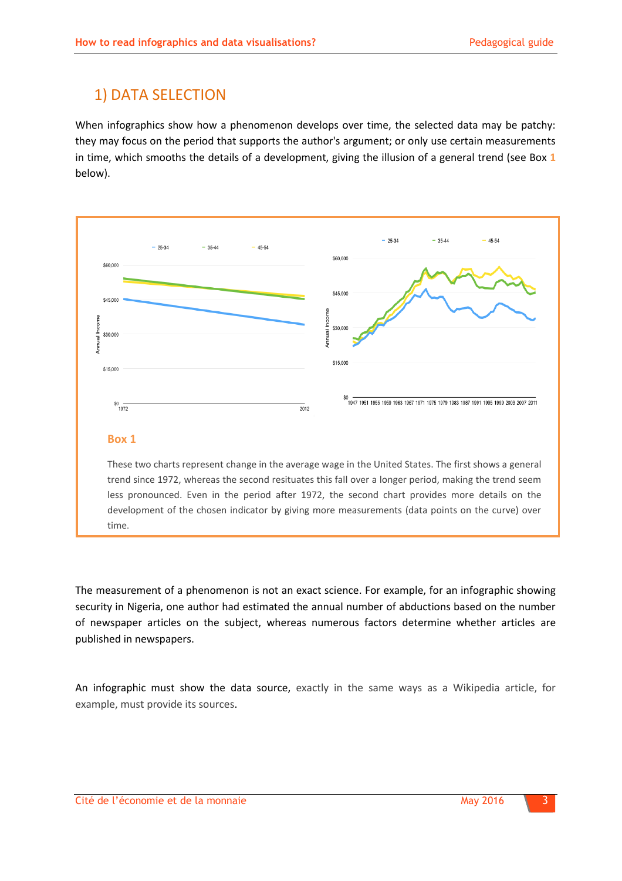## 1) DATA SELECTION

When infographics show how a phenomenon develops over time, the selected data may be patchy: they may focus on the period that supports the author's argument; or only use certain measurements in time, which smooths the details of a development, giving the illusion of a general trend (see Box 1 below).

### Box 1

These two charts represent change in the average wage in the United States. The first shows a general trend since 1972, whereas the second resituates this fall over a longer period, making the trend seem less pronounced. Even in the period after 1972, the second chart provides more details on the development of the chosen indicator by giving more measurements (data points on the curve) over time.

The measurement of a phenomenon is not an exact science. For example, for an infographic showing security in Nigeria, one author had estimated the annual number of abductions based on the number of newspaper articles on the subject, whereas numerous factors determine whether articles are published in newspapers.

An infographic must show the data source, exactly in the same ways as a Wikipedia article, for example, must provide its sources.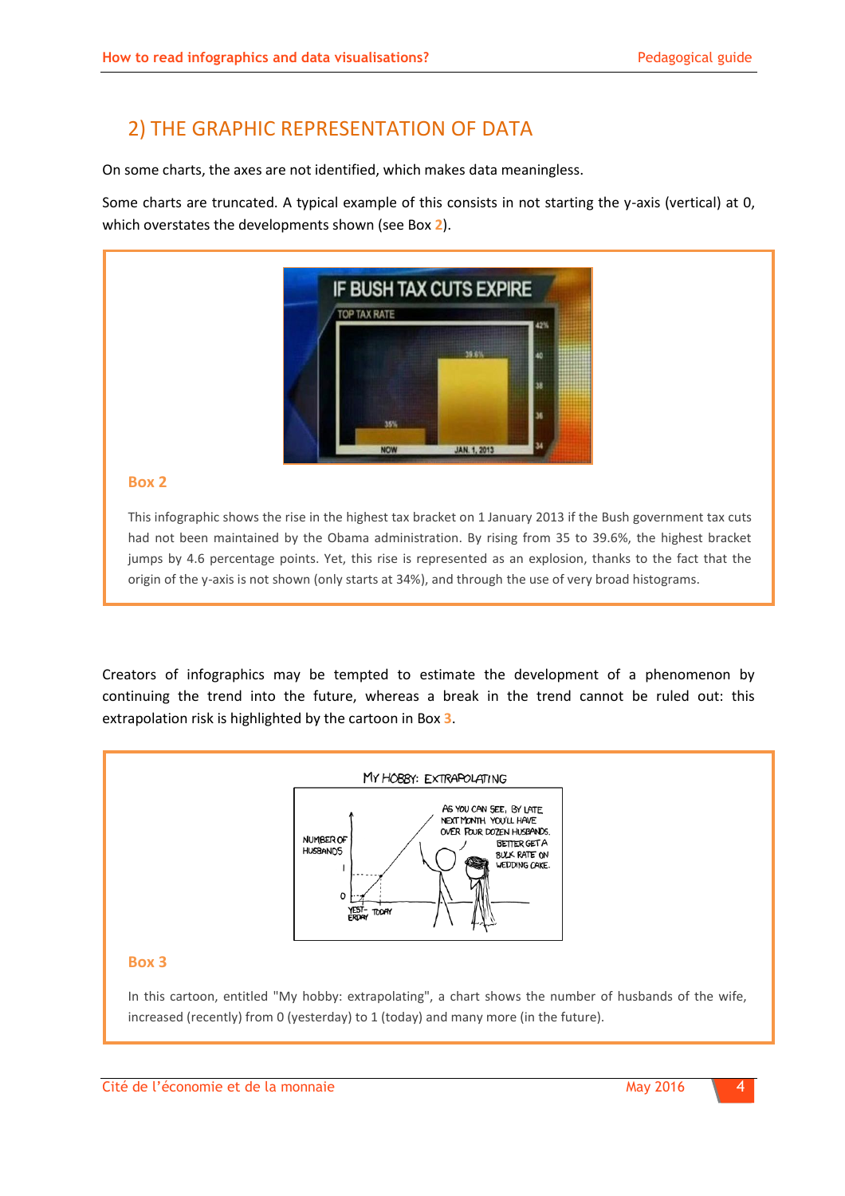## 2) THE GRAPHIC REPRESENTATION OF DATA

On some charts, the axes are not identified, which makes data meaningless.

Some charts are truncated. A typical example of this consists in not starting the y-axis (vertical) at 0, which overstates the developments shown (see Box 2).

**Box 2**

This infographic shows the rise in the highest tax bracket on 1 January 2013 if the Bush government tax cuts had not been maintained by the Obama administration. By rising from 35 to 39.6%, the highest bracket jumps by 4.6 percentage points. Yet, this rise is represented as an explosion, thanks to the fact that the origin of the y-axis is not shown (only starts at 34%), and through the use of very broad histograms.

Creators of infographics may be tempted to estimate the development of a phenomenon by continuing the trend into the future, whereas a break in the trend cannot be ruled out: this extrapolation risk is highlighted by the cartoon in Box 3.

**Box 3**

In this cartoon, entitled "My hobby: extrapolating", a chart shows the number of husbands of the wife, increased (recently) from 0 (yesterday) to 1 (today) and many more (in the future).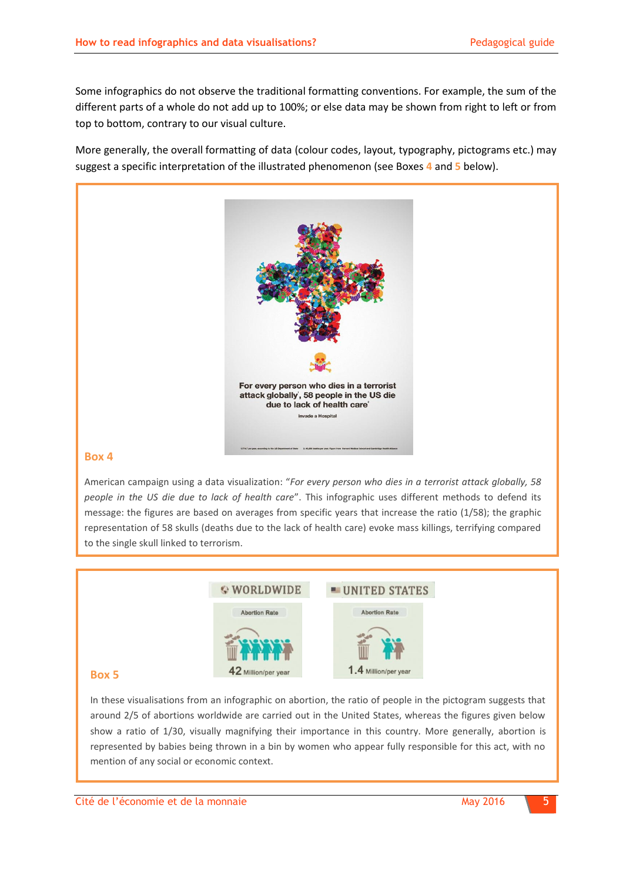Some infographics do not observe the traditional formatting conventions. For example, the sum of the different parts of a whole do not add up to 100%; or else data may be shown from right to left or from top to bottom, contrary to our visual culture.

More generally, the overall formatting of data (colour codes, layout, typography, pictograms etc.) may suggest a specific interpretation of the illustrated phenomenon (see Boxes 4 and 5 below).

### Box 4

American campaign using a data visualization: "*For every person who dies in a terrorist attack globally, 58 people in the US die due to lack of health care*". This infographic uses different methods to defend its message: the figures are based on averages from specific years that increase the ratio (1/58); the graphic representation of 58 skulls (deaths due to the lack of health care) evoke mass killings, terrifying compared to the single skull linked to terrorism.

### Box 5

In these visualisations from an infographic on abortion, the ratio of people in the pictogram suggests that around 2/5 of abortions worldwide are carried out in the United States, whereas the figures given below show a ratio of 1/30, visually magnifying their importance in this country. More generally, abortion is represented by babies being thrown in a bin by women who appear fully responsible for this act, with no mention of any social or economic context.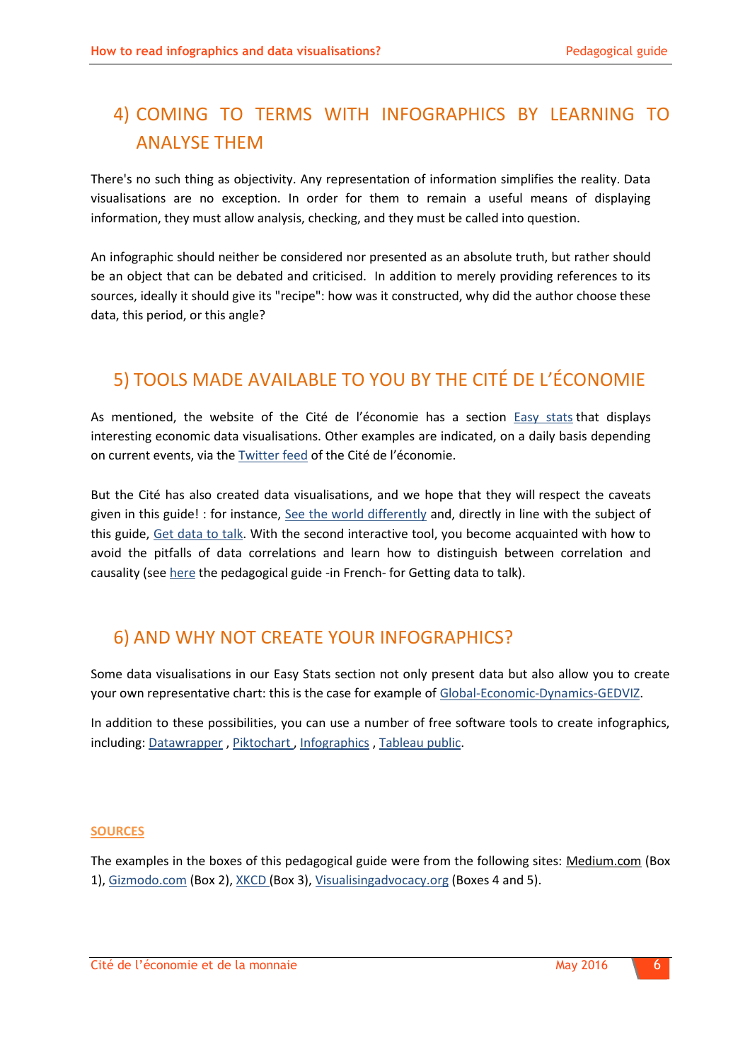## 4) COMING TO TERMS WITH INFOGRAPHICS BY LEARNING TO ANALYSE THEM

There's no such thing as objectivity. Any representation of information simplifies the reality. Data visualisations are no exception. In order for them to remain a useful means of displaying information, they must allow analysis, checking, and they must be called into question.

An infographic should neither be considered nor presented as an absolute truth, but rather should be an object that can be debated and criticised. In addition to merely providing references to its sources, ideally it should give its "recipe": how was it constructed, why did the author choose these data, this period, or this angle?

## 5) TOOLS MADE AVAILABLE TO YOU BY THE CITÉ DE L'ÉCONOMIE

As mentioned, the website of the Cité de l'économie has a section Easy stats that displays interesting economic data visualisations. Other examples are indicated, on a daily basis depending on current events, via the Twitter feed of the Cité de l'économie.

But the Cité has also created data visualisations, and we hope that they will respect the caveats given in this guide! : for instance, See the world differently and, directly in line with the subject of this guide, Get data to talk. With the second interactive tool, you become acquainted with how to avoid the pitfalls of data correlations and learn how to distinguish between correlation and causality (see here the pedagogical guide -in French- for Getting data to talk).

## 6) AND WHY NOT CREATE YOUR INFOGRAPHICS?

Some data visualisations in our Easy Stats section not only present data but also allow you to create your own representative chart: this is the case for example of Global-Economic-Dynamics-GEDVIZ.

In addition to these possibilities, you can use a number of free software tools to create infographics, including: Datawrapper , Piktochart , Infographics , Tableau public.

**SOURCES**

The examples in the boxes of this pedagogical guide were from the following sites: Medium.com (Box 1), Gizmodo.com (Box 2), XKCD (Box 3), Visualisingadvocacy.org (Boxes 4 and 5).